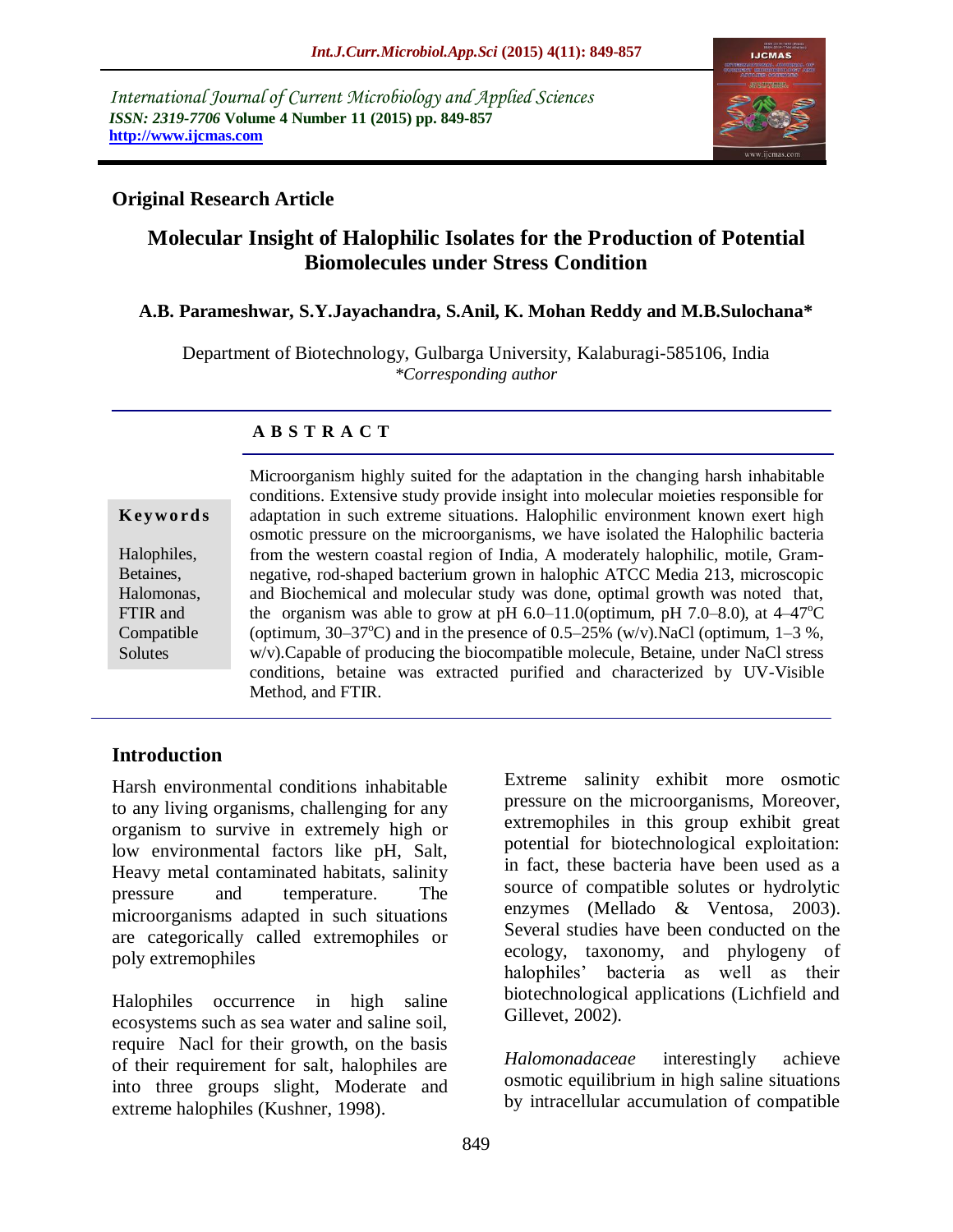*International Journal of Current Microbiology and Applied Sciences*
*ISSN: 2319-7706* **Volume 4 Number 11 (2015) pp. 849-857**
**http://www.ijcmas.com**

**Original Research Article**

# Molecular Insight of Halophilic Isolates for the Production of Potential Biomolecules under Stress Condition

**A.B. Parameshwar, S.Y.Jayachandra, S.Anil, K. Mohan Reddy and M.B.Sulochana***

Department of Biotechnology, Gulbarga University, Kalaburagi-585106, India
*\*Corresponding author*

## ABSTRACT

**Keywords**

Halophiles, Betaines, Halomonas, FTIR and Compatible Solutes

Microorganism highly suited for the adaptation in the changing harsh inhabitable conditions. Extensive study provide insight into molecular moieties responsible for adaptation in such extreme situations. Halophilic environment known exert high osmotic pressure on the microorganisms, we have isolated the Halophilic bacteria from the western coastal region of India, A moderately halophilic, motile, Gram-negative, rod-shaped bacterium grown in halophic ATCC Media 213, microscopic and Biochemical and molecular study was done, optimal growth was noted that, the organism was able to grow at pH 6.0–11.0(optimum, pH 7.0–8.0), at 4–47$^{o}$C (optimum, 30–37$^{o}$C) and in the presence of 0.5–25% (w/v).NaCl (optimum, 1–3 %, w/v).Capable of producing the biocompatible molecule, Betaine, under NaCl stress conditions, betaine was extracted purified and characterized by UV-Visible Method, and FTIR.

## Introduction

Harsh environmental conditions inhabitable to any living organisms, challenging for any organism to survive in extremely high or low environmental factors like pH, Salt, Heavy metal contaminated habitats, salinity pressure and temperature. The microorganisms adapted in such situations are categorically called extremophiles or poly extremophiles

Halophiles occurrence in high saline ecosystems such as sea water and saline soil, require Nacl for their growth, on the basis of their requirement for salt, halophiles are into three groups slight, Moderate and extreme halophiles (Kushner, 1998).

Extreme salinity exhibit more osmotic pressure on the microorganisms, Moreover, extremophiles in this group exhibit great potential for biotechnological exploitation: in fact, these bacteria have been used as a source of compatible solutes or hydrolytic enzymes (Mellado & Ventosa, 2003). Several studies have been conducted on the ecology, taxonomy, and phylogeny of halophiles' bacteria as well as their biotechnological applications (Lichfield and Gillevet, 2002).

*Halomonadaceae* interestingly achieve osmotic equilibrium in high saline situations by intracellular accumulation of compatible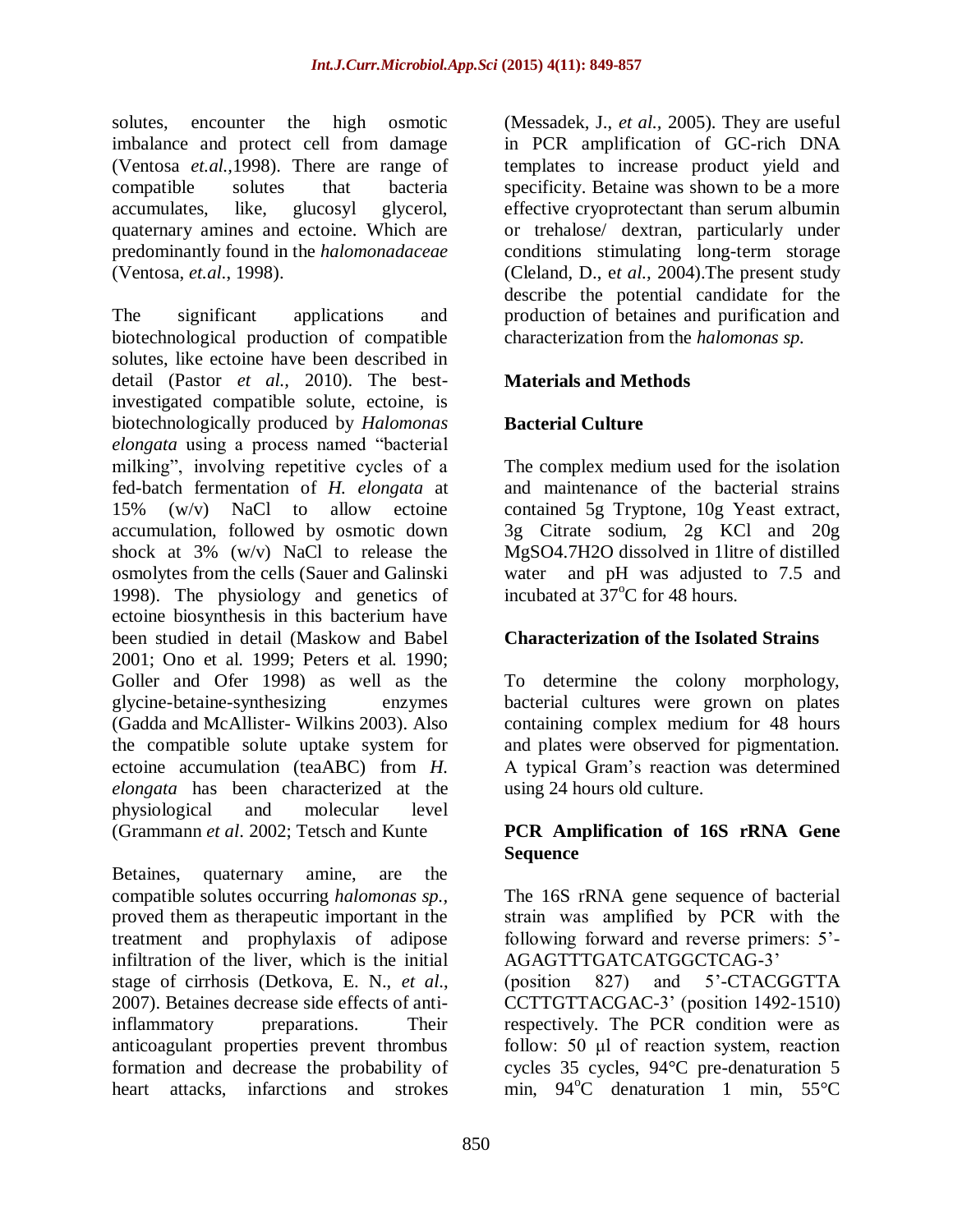solutes, encounter the high osmotic imbalance and protect cell from damage (Ventosa *et.al.*,1998). There are range of compatible solutes that bacteria accumulates, like, glucosyl glycerol, quaternary amines and ectoine. Which are predominantly found in the *halomonadaceae* (Ventosa, *et.al.*, 1998).

The significant applications and biotechnological production of compatible solutes, like ectoine have been described in detail (Pastor *et al.,* 2010). The best-investigated compatible solute, ectoine, is biotechnologically produced by *Halomonas elongata* using a process named "bacterial milking", involving repetitive cycles of a fed-batch fermentation of *H. elongata* at 15% (w/v) NaCl to allow ectoine accumulation, followed by osmotic down shock at 3% (w/v) NaCl to release the osmolytes from the cells (Sauer and Galinski 1998). The physiology and genetics of ectoine biosynthesis in this bacterium have been studied in detail (Maskow and Babel 2001; Ono et al. 1999; Peters et al. 1990; Goller and Ofer 1998) as well as the glycine-betaine-synthesizing enzymes (Gadda and McAllister- Wilkins 2003). Also the compatible solute uptake system for ectoine accumulation (teaABC) from *H. elongata* has been characterized at the physiological and molecular level (Grammann *et al.* 2002; Tetsch and Kunte

Betaines, quaternary amine, are the compatible solutes occurring *halomonas sp.,* proved them as therapeutic important in the treatment and prophylaxis of adipose infiltration of the liver, which is the initial stage of cirrhosis (Detkova, E. N., *et al.,* 2007). Betaines decrease side effects of anti-inflammatory preparations. Their anticoagulant properties prevent thrombus formation and decrease the probability of heart attacks, infarctions and strokes (Messadek, J., *et al.,* 2005). They are useful in PCR amplification of GC-rich DNA templates to increase product yield and specificity. Betaine was shown to be a more effective cryoprotectant than serum albumin or trehalose/ dextran, particularly under conditions stimulating long-term storage (Cleland, D., e*t al.,* 2004).The present study describe the potential candidate for the production of betaines and purification and characterization from the *halomonas sp.*

## Materials and Methods

### Bacterial Culture

The complex medium used for the isolation and maintenance of the bacterial strains contained 5g Tryptone, 10g Yeast extract, 3g Citrate sodium, 2g KCl and 20g $MgSO_4.7H_2O$ dissolved in 1litre of distilled water and pH was adjusted to 7.5 and incubated at $37^oC$ for 48 hours.

### Characterization of the Isolated Strains

To determine the colony morphology, bacterial cultures were grown on plates containing complex medium for 48 hours and plates were observed for pigmentation. A typical Gram's reaction was determined using 24 hours old culture.

### PCR Amplification of 16S rRNA Gene Sequence

The 16S rRNA gene sequence of bacterial strain was amplified by PCR with the following forward and reverse primers: 5'-AGAGTTTGATCATGGCTCAG-3' (position 827) and 5'-CTACGGTTA CCTTGTTACGAC-3' (position 1492-1510) respectively. The PCR condition were as follow: 50 µl of reaction system, reaction cycles 35 cycles, 94°C pre-denaturation 5 min, $94^oC$ denaturation 1 min, 55°C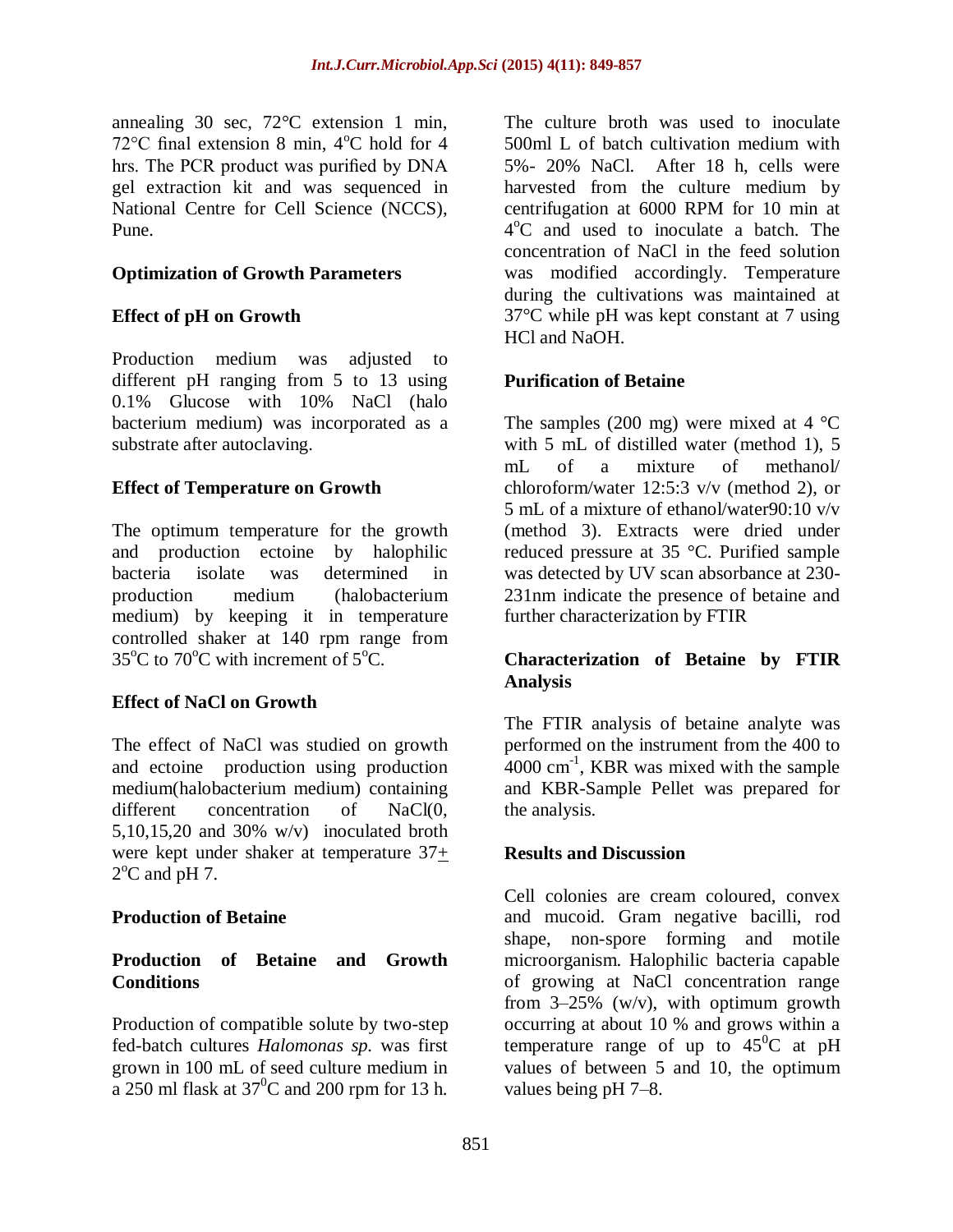annealing 30 sec, 72°C extension 1 min, 72°C final extension 8 min, 4°C hold for 4 hrs. The PCR product was purified by DNA gel extraction kit and was sequenced in National Centre for Cell Science (NCCS), Pune.

### Optimization of Growth Parameters

### Effect of pH on Growth

Production medium was adjusted to different pH ranging from 5 to 13 using 0.1% Glucose with 10% NaCl (halo bacterium medium) was incorporated as a substrate after autoclaving.

### Effect of Temperature on Growth

The optimum temperature for the growth and production ectoine by halophilic bacteria isolate was determined in production medium (halobacterium medium) by keeping it in temperature controlled shaker at 140 rpm range from 35°C to 70°C with increment of 5°C.

### Effect of NaCl on Growth

The effect of NaCl was studied on growth and ectoine production using production medium(halobacterium medium) containing different concentration of NaCl(0, 5,10,15,20 and 30% w/v) inoculated broth were kept under shaker at temperature 37± 2°C and pH 7.

### Production of Betaine

### Production of Betaine and Growth Conditions

Production of compatible solute by two-step fed-batch cultures *Halomonas sp.* was first grown in 100 mL of seed culture medium in a 250 ml flask at 37°C and 200 rpm for 13 h. The culture broth was used to inoculate 500ml L of batch cultivation medium with 5%- 20% NaCl. After 18 h, cells were harvested from the culture medium by centrifugation at 6000 RPM for 10 min at 4°C and used to inoculate a batch. The concentration of NaCl in the feed solution was modified accordingly. Temperature during the cultivations was maintained at 37°C while pH was kept constant at 7 using HCl and NaOH.

### Purification of Betaine

The samples (200 mg) were mixed at 4 °C with 5 mL of distilled water (method 1), 5 mL of a mixture of methanol/ chloroform/water 12:5:3 v/v (method 2), or 5 mL of a mixture of ethanol/water90:10 v/v (method 3). Extracts were dried under reduced pressure at 35 °C. Purified sample was detected by UV scan absorbance at 230-231nm indicate the presence of betaine and further characterization by FTIR

### Characterization of Betaine by FTIR Analysis

The FTIR analysis of betaine analyte was performed on the instrument from the 400 to 4000 $cm^{-1}$, KBR was mixed with the sample and KBR-Sample Pellet was prepared for the analysis.

## Results and Discussion

Cell colonies are cream coloured, convex and mucoid. Gram negative bacilli, rod shape, non-spore forming and motile microorganism. Halophilic bacteria capable of growing at NaCl concentration range from 3–25% (w/v), with optimum growth occurring at about 10 % and grows within a temperature range of up to 45°C at pH values of between 5 and 10, the optimum values being pH 7–8.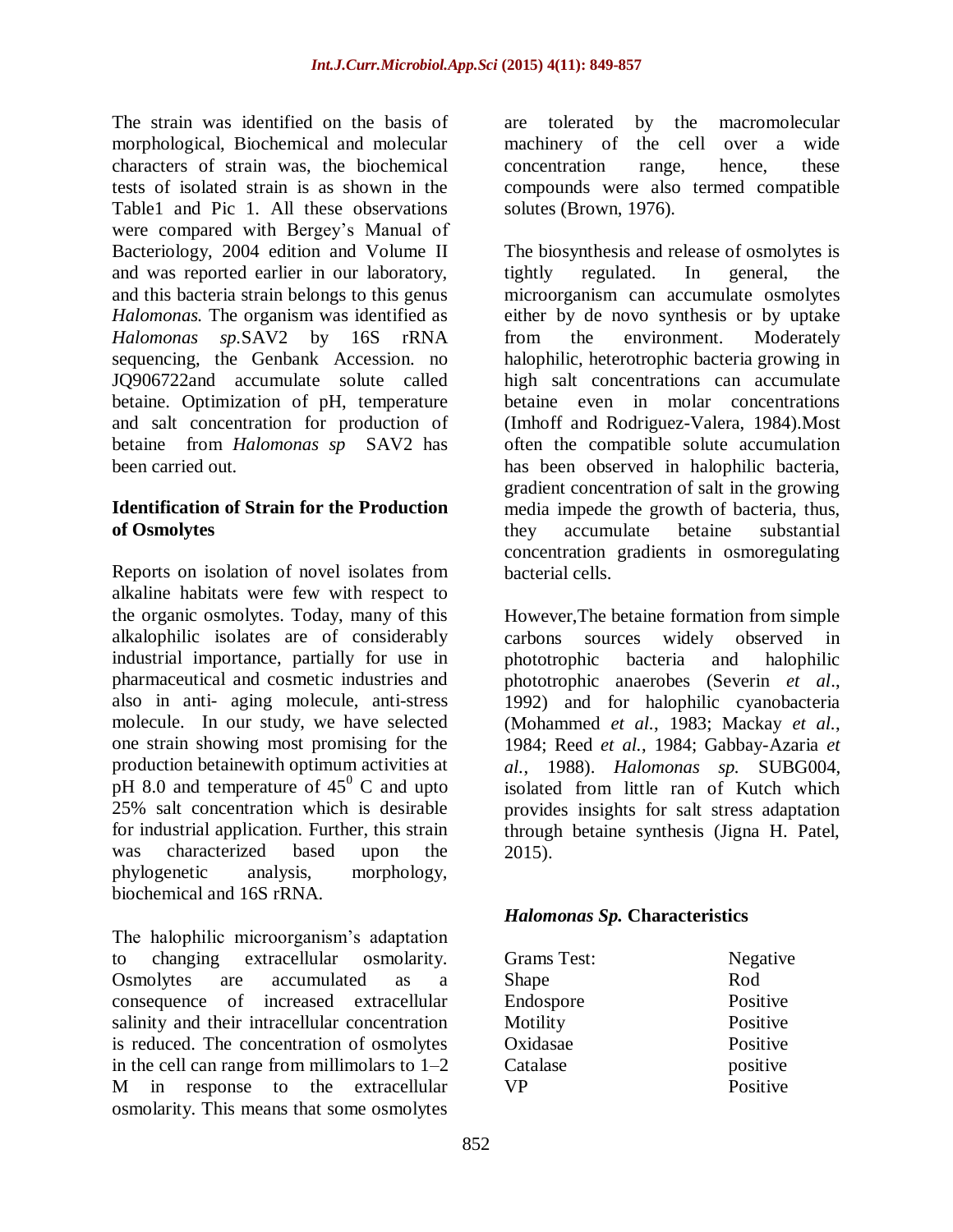The strain was identified on the basis of morphological, Biochemical and molecular characters of strain was, the biochemical tests of isolated strain is as shown in the Table1 and Pic 1. All these observations were compared with Bergey's Manual of Bacteriology, 2004 edition and Volume II and was reported earlier in our laboratory, and this bacteria strain belongs to this genus *Halomonas.* The organism was identified as *Halomonas sp.*SAV2 by 16S rRNA sequencing, the Genbank Accession. no JQ906722and accumulate solute called betaine. Optimization of pH, temperature and salt concentration for production of betaine from *Halomonas sp* SAV2 has been carried out.

### Identification of Strain for the Production of Osmolytes

Reports on isolation of novel isolates from alkaline habitats were few with respect to the organic osmolytes. Today, many of this alkalophilic isolates are of considerably industrial importance, partially for use in pharmaceutical and cosmetic industries and also in anti- aging molecule, anti-stress molecule. In our study, we have selected one strain showing most promising for the production betainewith optimum activities at pH 8.0 and temperature of $45^0$ C and upto 25% salt concentration which is desirable for industrial application. Further, this strain was characterized based upon the phylogenetic analysis, morphology, biochemical and 16S rRNA.

The halophilic microorganism's adaptation to changing extracellular osmolarity. Osmolytes are accumulated as a consequence of increased extracellular salinity and their intracellular concentration is reduced. The concentration of osmolytes in the cell can range from millimolars to 1–2 M in response to the extracellular osmolarity. This means that some osmolytes are tolerated by the macromolecular machinery of the cell over a wide concentration range, hence, these compounds were also termed compatible solutes (Brown, 1976).

The biosynthesis and release of osmolytes is tightly regulated. In general, the microorganism can accumulate osmolytes either by de novo synthesis or by uptake from the environment. Moderately halophilic, heterotrophic bacteria growing in high salt concentrations can accumulate betaine even in molar concentrations (Imhoff and Rodriguez-Valera, 1984).Most often the compatible solute accumulation has been observed in halophilic bacteria, gradient concentration of salt in the growing media impede the growth of bacteria, thus, they accumulate betaine substantial concentration gradients in osmoregulating bacterial cells.

However,The betaine formation from simple carbons sources widely observed in phototrophic bacteria and halophilic phototrophic anaerobes (Severin *et al*., 1992) and for halophilic cyanobacteria (Mohammed *et al.*, 1983; Mackay *et al.*, 1984; Reed *et al.*, 1984; Gabbay-Azaria *et al.*, 1988). *Halomonas sp.* SUBG004, isolated from little ran of Kutch which provides insights for salt stress adaptation through betaine synthesis (Jigna H. Patel, 2015).

### *Halomonas Sp.* Characteristics

| | |
|---|---|
| Grams Test: | Negative |
| Shape | Rod |
| Endospore | Positive |
| Motility | Positive |
| Oxidasae | Positive |
| Catalase | positive |
| VP | Positive |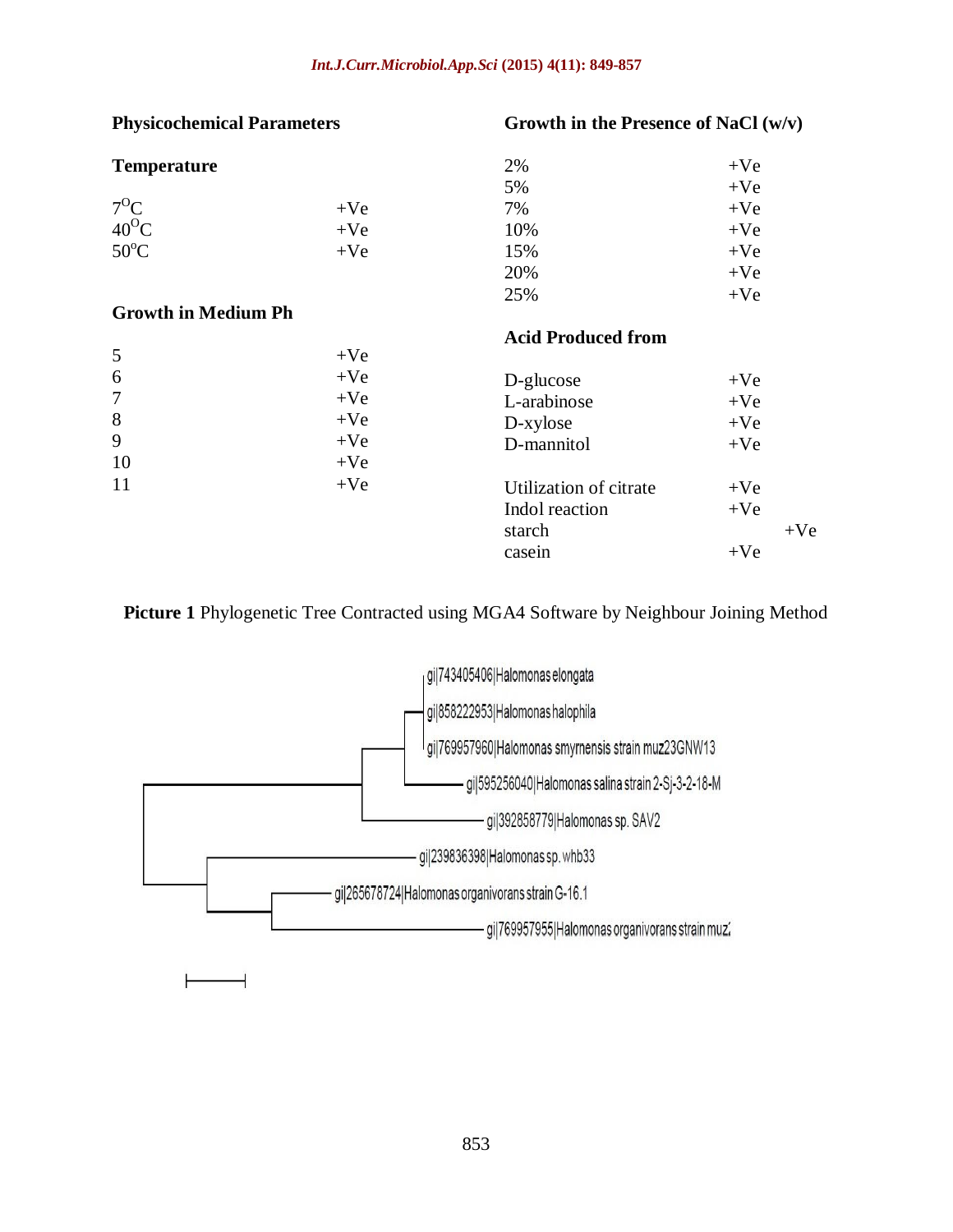**Physicochemical Parameters**

**Temperature**

| | |
|---|---|
| $7^{O}C$ | +Ve |
| $40^{O}C$ | +Ve |
| $50^{o}C$ | +Ve |

**Growth in Medium Ph**

| | |
|---|---|
| 5 | +Ve |
| 6 | +Ve |
| 7 | +Ve |
| 8 | +Ve |
| 9 | +Ve |
| 10 | +Ve |
| 11 | +Ve |

**Growth in the Presence of NaCl (w/v)**

| | |
|---|---|
| 2% | +Ve |
| 5% | +Ve |
| 7% | +Ve |
| 10% | +Ve |
| 15% | +Ve |
| 20% | +Ve |
| 25% | +Ve |

**Acid Produced from**

| | |
|---|---|
| D-glucose | +Ve |
| L-arabinose | +Ve |
| D-xylose | +Ve |
| D-mannitol | +Ve |

| | |
|---|---|
| Utilization of citrate | +Ve |
| Indol reaction | +Ve |
| starch | +Ve |
| casein | +Ve |

**Picture 1** Phylogenetic Tree Contracted using MGA4 Software by Neighbour Joining Method

gi|743405406|Halomonas elongata
gi|858222953|Halomonas halophila
gi|769957960|Halomonas smyrnensis strain muz23GNW13
gi|595256040|Halomonas salina strain 2-Sj-3-2-18-M
gi|392858779|Halomonas sp. SAV2
gi|239836398|Halomonas sp. whb33
gi|265678724|Halomonas organivorans strain G-16.1
gi|769957955|Halomonas organivorans strain muz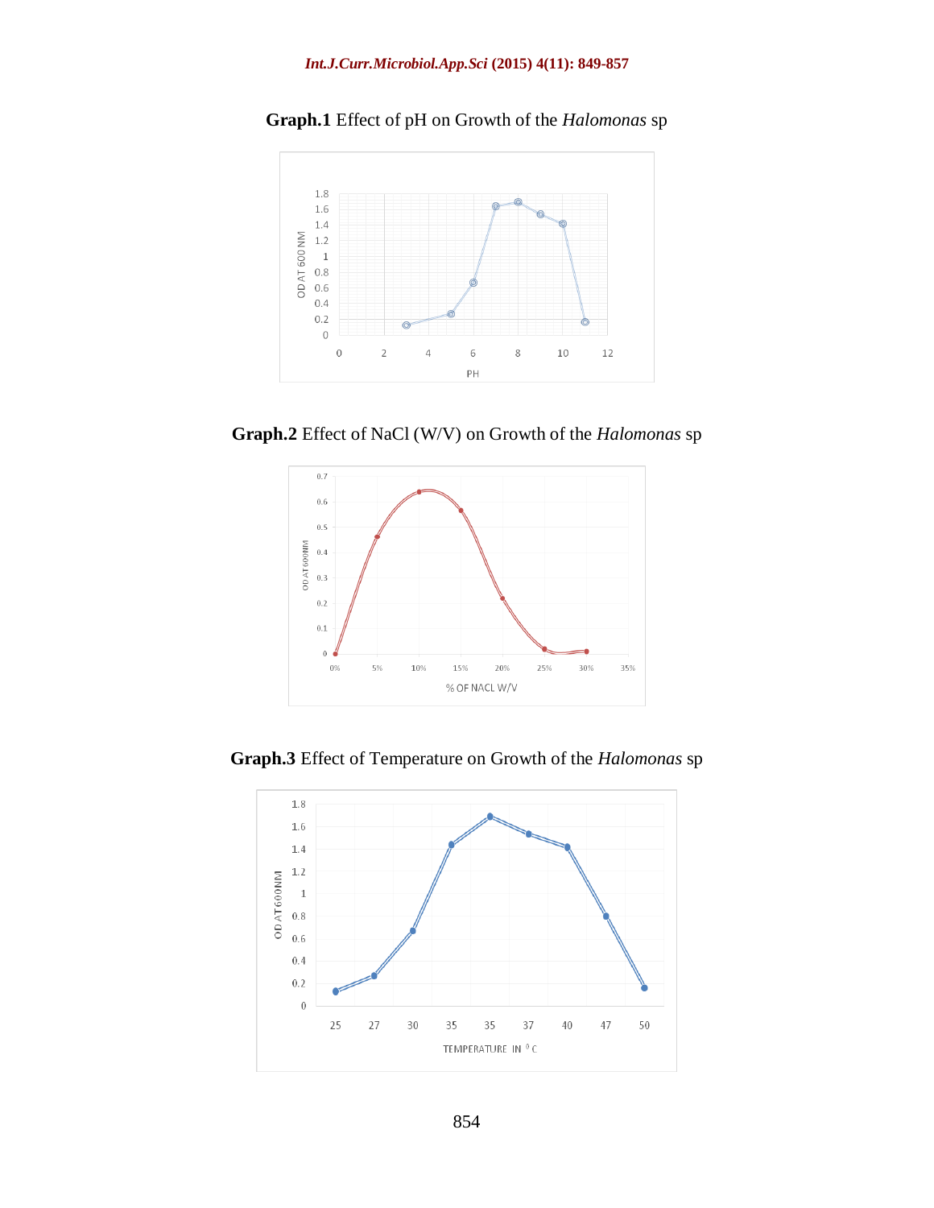**Graph.1** Effect of pH on Growth of the *Halomonas* sp

**Graph.2** Effect of NaCl (W/V) on Growth of the *Halomonas* sp

**Graph.3** Effect of Temperature on Growth of the *Halomonas* sp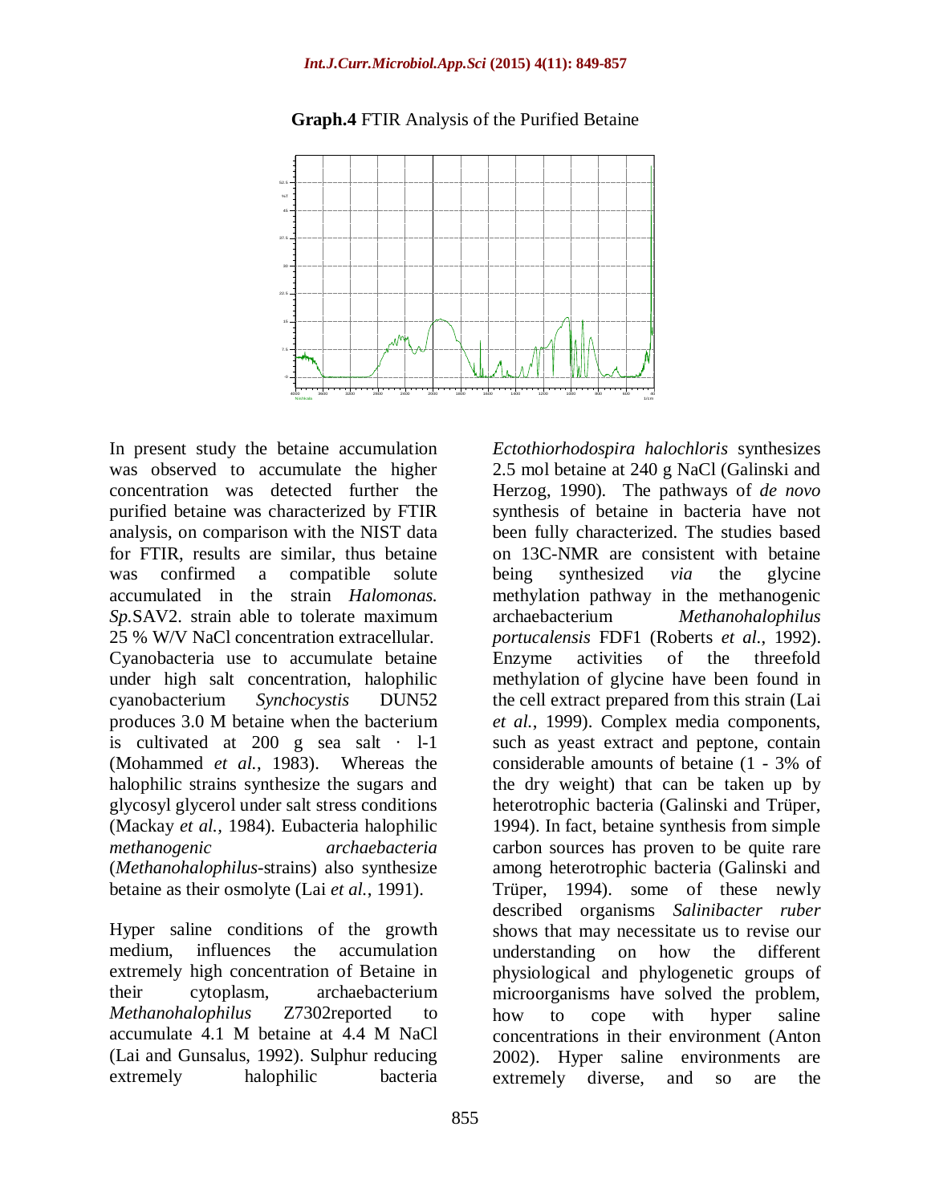**Graph.4** FTIR Analysis of the Purified Betaine

In present study the betaine accumulation was observed to accumulate the higher concentration was detected further the purified betaine was characterized by FTIR analysis, on comparison with the NIST data for FTIR, results are similar, thus betaine was confirmed a compatible solute accumulated in the strain *Halomonas. Sp.*SAV2. strain able to tolerate maximum 25 % W/V NaCl concentration extracellular. Cyanobacteria use to accumulate betaine under high salt concentration, halophilic cyanobacterium *Synchocystis* DUN52 produces 3.0 M betaine when the bacterium is cultivated at 200 g sea salt · l-1 (Mohammed *et al.*, 1983). Whereas the halophilic strains synthesize the sugars and glycosyl glycerol under salt stress conditions (Mackay *et al.*, 1984). Eubacteria halophilic *methanogenic archaebacteria* (*Methanohalophilus*-strains) also synthesize betaine as their osmolyte (Lai *et al.*, 1991).

Hyper saline conditions of the growth medium, influences the accumulation extremely high concentration of Betaine in their cytoplasm, archaebacterium *Methanohalophilus* Z7302reported to accumulate 4.1 M betaine at 4.4 M NaCl (Lai and Gunsalus, 1992). Sulphur reducing extremely halophilic bacteria *Ectothiorhodospira halochloris* synthesizes 2.5 mol betaine at 240 g NaCl (Galinski and Herzog, 1990). The pathways of *de novo* synthesis of betaine in bacteria have not been fully characterized. The studies based on 13C-NMR are consistent with betaine being synthesized *via* the glycine methylation pathway in the methanogenic archaebacterium *Methanohalophilus portucalensis* FDF1 (Roberts *et al.*, 1992). Enzyme activities of the threefold methylation of glycine have been found in the cell extract prepared from this strain (Lai *et al.*, 1999). Complex media components, such as yeast extract and peptone, contain considerable amounts of betaine (1 - 3% of the dry weight) that can be taken up by heterotrophic bacteria (Galinski and Trüper, 1994). In fact, betaine synthesis from simple carbon sources has proven to be quite rare among heterotrophic bacteria (Galinski and Trüper, 1994). some of these newly described organisms *Salinibacter ruber* shows that may necessitate us to revise our understanding on how the different physiological and phylogenetic groups of microorganisms have solved the problem, how to cope with hyper saline concentrations in their environment (Anton 2002). Hyper saline environments are extremely diverse, and so are the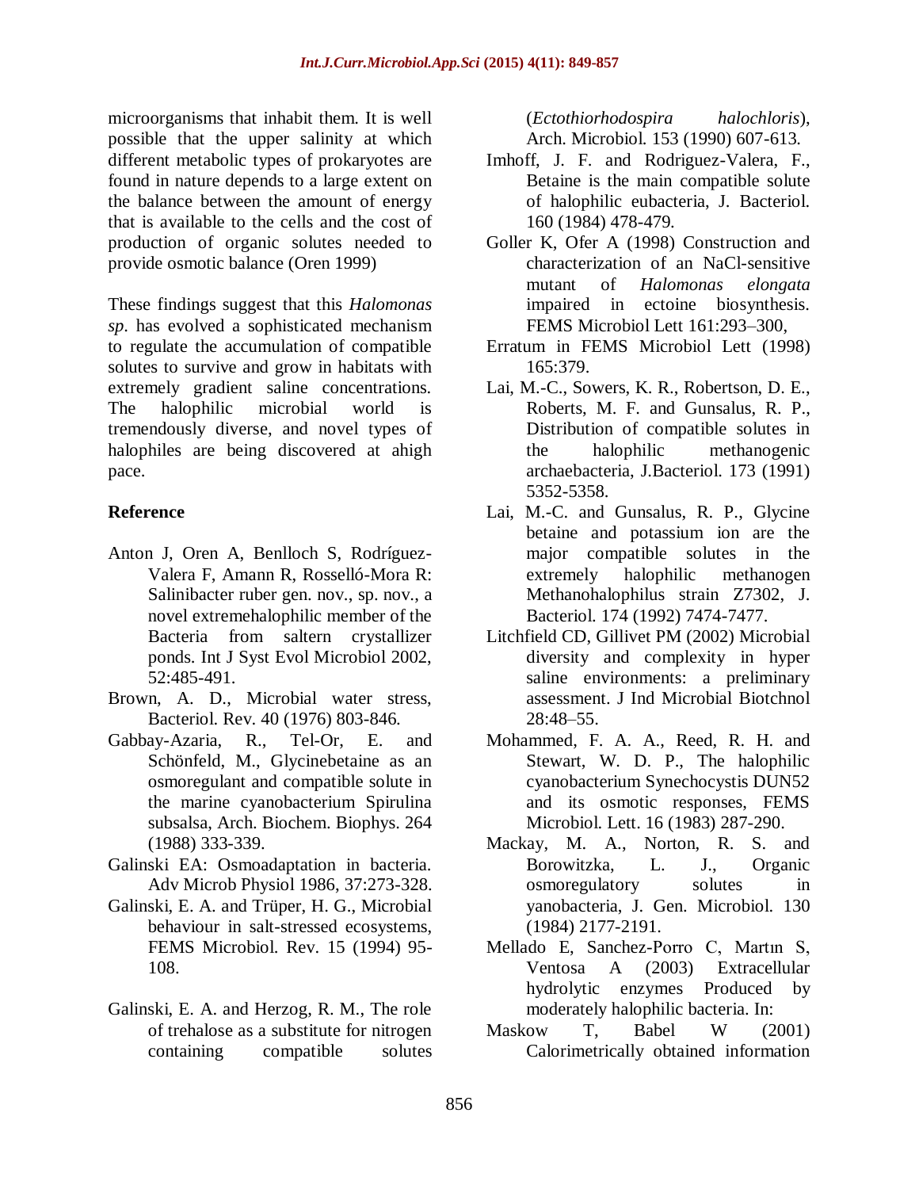microorganisms that inhabit them. It is well possible that the upper salinity at which different metabolic types of prokaryotes are found in nature depends to a large extent on the balance between the amount of energy that is available to the cells and the cost of production of organic solutes needed to provide osmotic balance (Oren 1999)

These findings suggest that this *Halomonas sp*. has evolved a sophisticated mechanism to regulate the accumulation of compatible solutes to survive and grow in habitats with extremely gradient saline concentrations. The halophilic microbial world is tremendously diverse, and novel types of halophiles are being discovered at ahigh pace.

## Reference

- Anton J, Oren A, Benlloch S, Rodríguez-Valera F, Amann R, Rosselló-Mora R: Salinibacter ruber gen. nov., sp. nov., a novel extremehalophilic member of the Bacteria from saltern crystallizer ponds. Int J Syst Evol Microbiol 2002, 52:485-491.
- Brown, A. D., Microbial water stress, Bacteriol. Rev. 40 (1976) 803-846.
- Gabbay-Azaria, R., Tel-Or, E. and Schönfeld, M., Glycinebetaine as an osmoregulant and compatible solute in the marine cyanobacterium Spirulina subsalsa, Arch. Biochem. Biophys. 264 (1988) 333-339.
- Galinski EA: Osmoadaptation in bacteria. Adv Microb Physiol 1986, 37:273-328.
- Galinski, E. A. and Trüper, H. G., Microbial behaviour in salt-stressed ecosystems, FEMS Microbiol. Rev. 15 (1994) 95-108.
- Galinski, E. A. and Herzog, R. M., The role of trehalose as a substitute for nitrogen containing compatible solutes (*Ectothiorhodospira halochloris*), Arch. Microbiol. 153 (1990) 607-613.
- Imhoff, J. F. and Rodriguez-Valera, F., Betaine is the main compatible solute of halophilic eubacteria, J. Bacteriol. 160 (1984) 478-479.
- Goller K, Ofer A (1998) Construction and characterization of an NaCl-sensitive mutant of *Halomonas elongata* impaired in ectoine biosynthesis. FEMS Microbiol Lett 161:293–300,
- Erratum in FEMS Microbiol Lett (1998) 165:379.
- Lai, M.-C., Sowers, K. R., Robertson, D. E., Roberts, M. F. and Gunsalus, R. P., Distribution of compatible solutes in the halophilic methanogenic archaebacteria, J.Bacteriol. 173 (1991) 5352-5358.
- Lai, M.-C. and Gunsalus, R. P., Glycine betaine and potassium ion are the major compatible solutes in the extremely halophilic methanogen Methanohalophilus strain Z7302, J. Bacteriol. 174 (1992) 7474-7477.
- Litchfield CD, Gillivet PM (2002) Microbial diversity and complexity in hyper saline environments: a preliminary assessment. J Ind Microbial Biotchnol 28:48–55.
- Mohammed, F. A. A., Reed, R. H. and Stewart, W. D. P., The halophilic cyanobacterium Synechocystis DUN52 and its osmotic responses, FEMS Microbiol. Lett. 16 (1983) 287-290.
- Mackay, M. A., Norton, R. S. and Borowitzka, L. J., Organic osmoregulatory solutes in yanobacteria, J. Gen. Microbiol. 130 (1984) 2177-2191.
- Mellado E, Sanchez-Porro C, Martın S, Ventosa A (2003) Extracellular hydrolytic enzymes Produced by moderately halophilic bacteria. In:
- Maskow T, Babel W (2001) Calorimetrically obtained information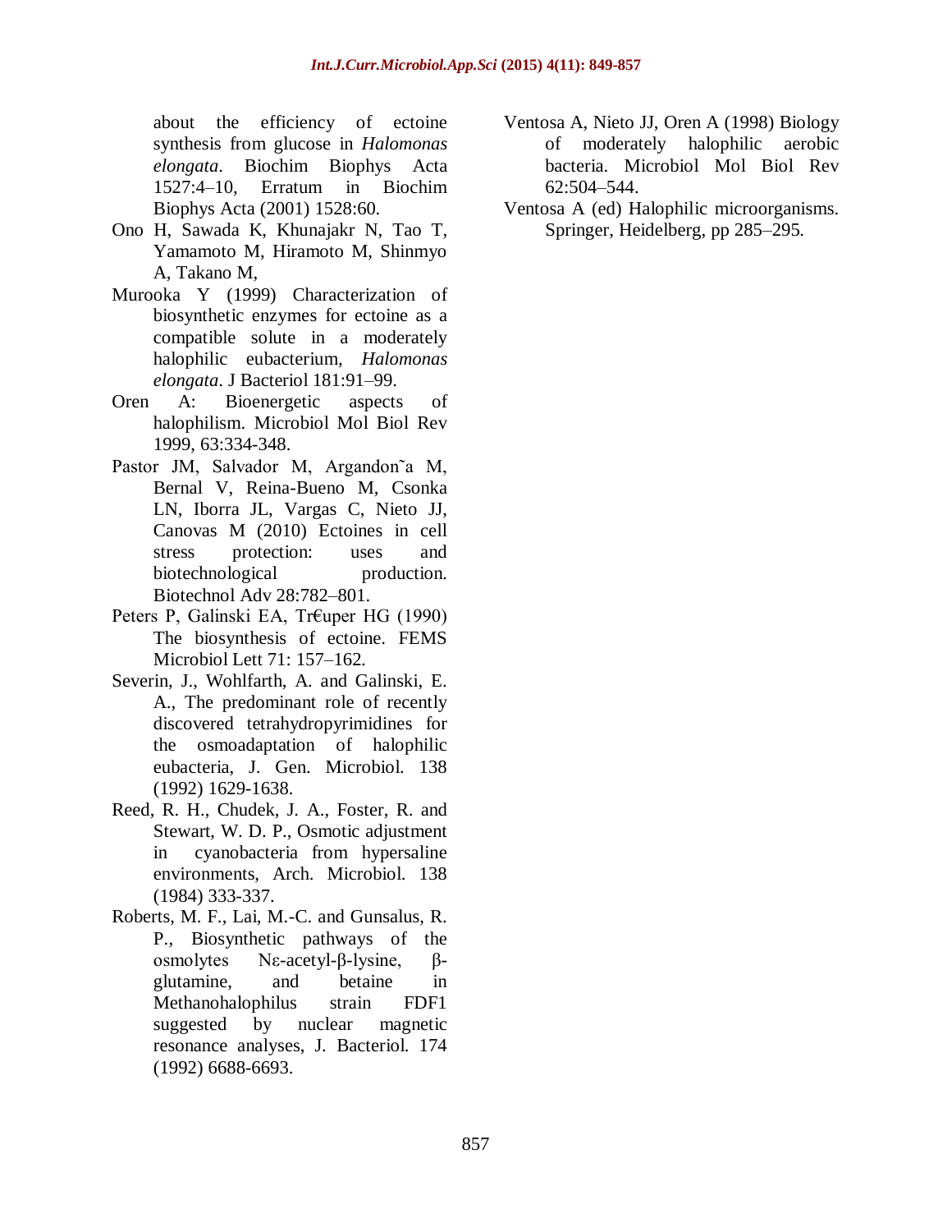about the efficiency of ectoine synthesis from glucose in *Halomonas elongata*. Biochim Biophys Acta 1527:4–10, Erratum in Biochim Biophys Acta (2001) 1528:60.

Ono H, Sawada K, Khunajakr N, Tao T, Yamamoto M, Hiramoto M, Shinmyo A, Takano M,

Murooka Y (1999) Characterization of biosynthetic enzymes for ectoine as a compatible solute in a moderately halophilic eubacterium, *Halomonas elongata*. J Bacteriol 181:91–99.

Oren A: Bioenergetic aspects of halophilism. Microbiol Mol Biol Rev 1999, 63:334-348.

Pastor JM, Salvador M, Argandon˜a M, Bernal V, Reina-Bueno M, Csonka LN, Iborra JL, Vargas C, Nieto JJ, Canovas M (2010) Ectoines in cell stress protection: uses and biotechnological production. Biotechnol Adv 28:782–801.

Peters P, Galinski EA, Tr€uper HG (1990) The biosynthesis of ectoine. FEMS Microbiol Lett 71: 157–162.

Severin, J., Wohlfarth, A. and Galinski, E. A., The predominant role of recently discovered tetrahydropyrimidines for the osmoadaptation of halophilic eubacteria, J. Gen. Microbiol. 138 (1992) 1629-1638.

Reed, R. H., Chudek, J. A., Foster, R. and Stewart, W. D. P., Osmotic adjustment in cyanobacteria from hypersaline environments, Arch. Microbiol. 138 (1984) 333-337.

Roberts, M. F., Lai, M.-C. and Gunsalus, R. P., Biosynthetic pathways of the osmolytes Nε-acetyl-β-lysine, β-glutamine, and betaine in Methanohalophilus strain FDF1 suggested by nuclear magnetic resonance analyses, J. Bacteriol. 174 (1992) 6688-6693.

Ventosa A, Nieto JJ, Oren A (1998) Biology of moderately halophilic aerobic bacteria. Microbiol Mol Biol Rev 62:504–544.

Ventosa A (ed) Halophilic microorganisms. Springer, Heidelberg, pp 285–295.